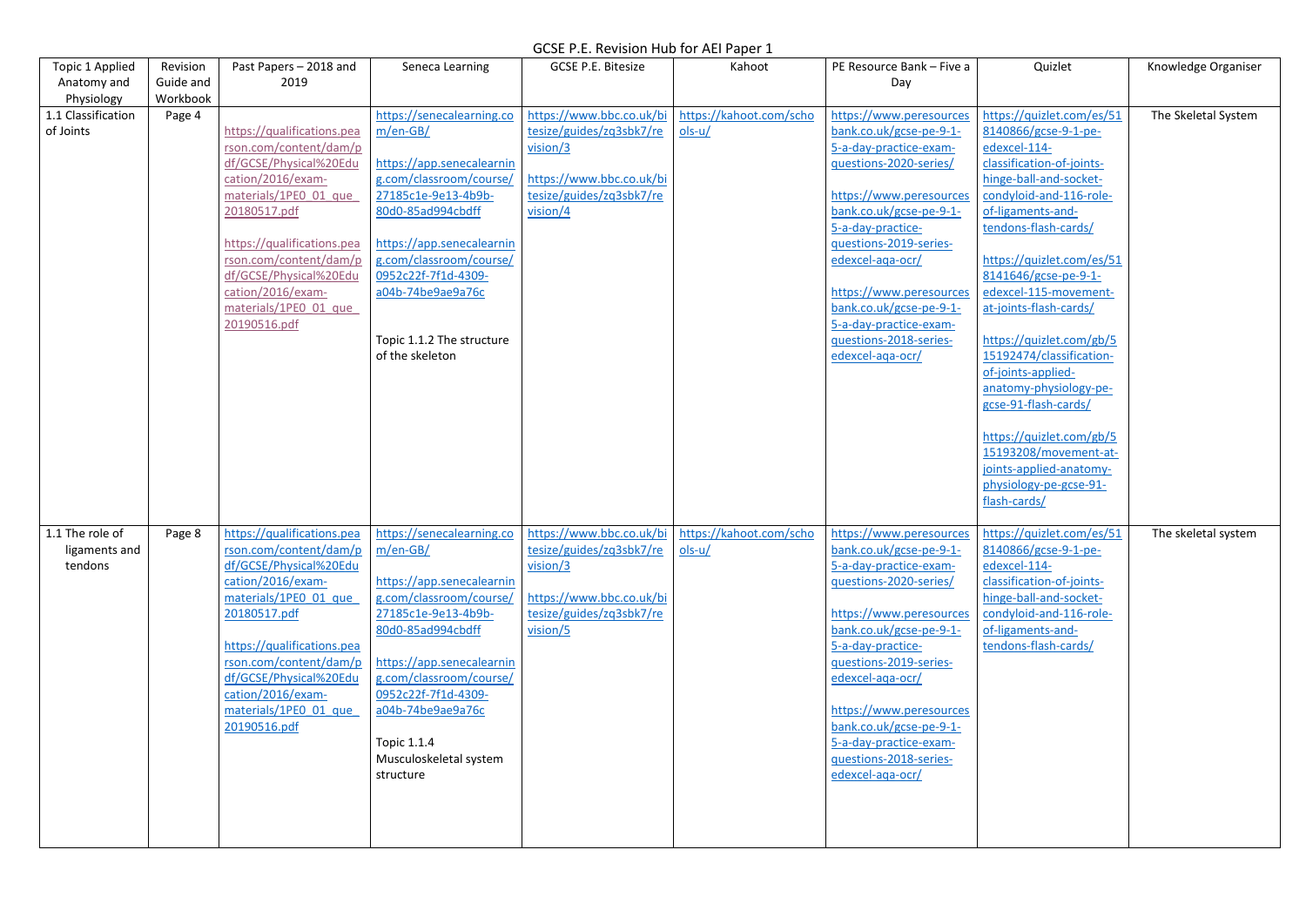# GCSE P.E. Revision Hub for AEI Paper 1

| Topic 1 Applied Anatomy and Physiology | Revision Guide and Workbook | Past Papers – 2018 and 2019 | Seneca Learning | GCSE P.E. Bitesize | Kahoot | PE Resource Bank – Five a Day | Quizlet | Knowledge Organiser |
|---|---|---|---|---|---|---|---|---|
| 1.1 Classification of Joints | Page 4 | https://qualifications.pearson.com/content/dam/pdf/GCSE/Physical%20Education/2016/exam-materials/1PE0_01_que_20180517.pdf<br><br>https://qualifications.pearson.com/content/dam/pdf/GCSE/Physical%20Education/2016/exam-materials/1PE0_01_que_20190516.pdf | https://senecalearning.com/en-GB/<br><br>https://app.senecalearning.com/classroom/course/27185c1e-9e13-4b9b-80d0-85ad994cbdff<br><br>https://app.senecalearning.com/classroom/course/0952c22f-7f1d-4309-a04b-74be9ae9a76c<br><br>Topic 1.1.2 The structure of the skeleton | https://www.bbc.co.uk/bitesize/guides/zq3sbk7/revision/3<br><br>https://www.bbc.co.uk/bitesize/guides/zq3sbk7/revision/4 | https://kahoot.com/schools-u/ | https://www.peresourcesbank.co.uk/gcse-pe-9-1-5-a-day-practice-exam-questions-2020-series/<br><br>https://www.peresourcesbank.co.uk/gcse-pe-9-1-5-a-day-practice-questions-2019-series-edexcel-aqa-ocr/<br><br>https://www.peresourcesbank.co.uk/gcse-pe-9-1-5-a-day-practice-exam-questions-2018-series-edexcel-aqa-ocr/ | https://quizlet.com/es/518140866/gcse-9-1-pe-edexcel-114-classification-of-joints-hinge-ball-and-socket-condyloid-and-116-role-of-ligaments-and-tendons-flash-cards/<br><br>https://quizlet.com/es/518141646/gcse-pe-9-1-edexcel-115-movement-at-joints-flash-cards/<br><br>https://quizlet.com/gb/515192474/classification-of-joints-applied-anatomy-physiology-pe-gcse-91-flash-cards/<br><br>https://quizlet.com/gb/515193208/movement-at-joints-applied-anatomy-physiology-pe-gcse-91-flash-cards/ | The Skeletal System |
| 1.1 The role of ligaments and tendons | Page 8 | https://qualifications.pearson.com/content/dam/pdf/GCSE/Physical%20Education/2016/exam-materials/1PE0_01_que_20180517.pdf<br><br>https://qualifications.pearson.com/content/dam/pdf/GCSE/Physical%20Education/2016/exam-materials/1PE0_01_que_20190516.pdf | https://senecalearning.com/en-GB/<br><br>https://app.senecalearning.com/classroom/course/27185c1e-9e13-4b9b-80d0-85ad994cbdff<br><br>https://app.senecalearning.com/classroom/course/0952c22f-7f1d-4309-a04b-74be9ae9a76c<br><br>Topic 1.1.4 Musculoskeletal system structure | https://www.bbc.co.uk/bitesize/guides/zq3sbk7/revision/3<br><br>https://www.bbc.co.uk/bitesize/guides/zq3sbk7/revision/5 | https://kahoot.com/schools-u/ | https://www.peresourcesbank.co.uk/gcse-pe-9-1-5-a-day-practice-exam-questions-2020-series/<br><br>https://www.peresourcesbank.co.uk/gcse-pe-9-1-5-a-day-practice-questions-2019-series-edexcel-aqa-ocr/<br><br>https://www.peresourcesbank.co.uk/gcse-pe-9-1-5-a-day-practice-exam-questions-2018-series-edexcel-aqa-ocr/ | https://quizlet.com/es/518140866/gcse-9-1-pe-edexcel-114-classification-of-joints-hinge-ball-and-socket-condyloid-and-116-role-of-ligaments-and-tendons-flash-cards/ | The skeletal system |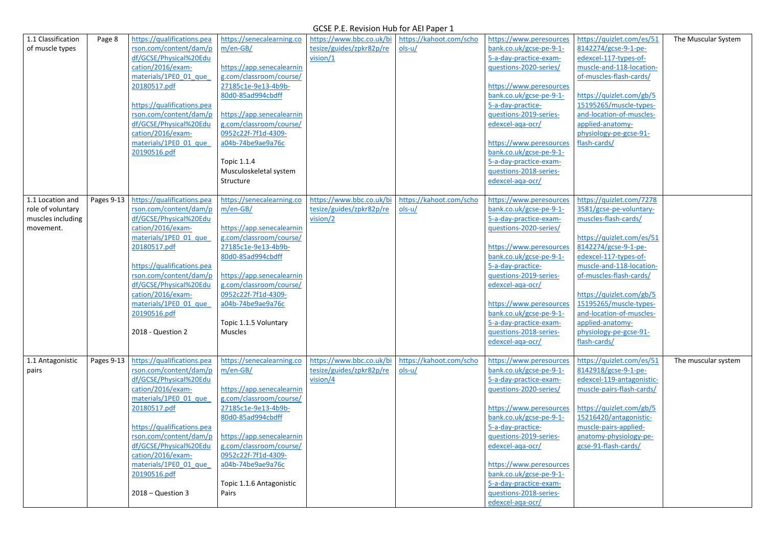GCSE P.E. Revision Hub for AEI Paper 1

| | | | | | | | | |
|---|---|---|---|---|---|---|---|---|
| 1.1 Classification of muscle types | Page 8 | https://qualifications.pearson.com/content/dam/pdf/GCSE/Physical%20Education/2016/exam-materials/1PE0_01_que_20180517.pdf<br><br>https://qualifications.pearson.com/content/dam/pdf/GCSE/Physical%20Education/2016/exam-materials/1PE0_01_que_20190516.pdf | https://senecalearning.com/en-GB/<br><br>https://app.senecalearning.com/classroom/course/27185c1e-9e13-4b9b-80d0-85ad994cbdff<br><br>https://app.senecalearning.com/classroom/course/0952c22f-7f1d-4309-a04b-74be9ae9a76c<br><br>Topic 1.1.4 Musculoskeletal system Structure | https://www.bbc.co.uk/bitesize/guides/zpkr82p/revision/1 | https://kahoot.com/schools-u/ | https://www.peresourcesbank.co.uk/gcse-pe-9-1-5-a-day-practice-exam-questions-2020-series/<br><br>https://www.peresourcesbank.co.uk/gcse-pe-9-1-5-a-day-practice-questions-2019-series-edexcel-aqa-ocr/<br><br>https://www.peresourcesbank.co.uk/gcse-pe-9-1-5-a-day-practice-exam-questions-2018-series-edexcel-aqa-ocr/ | https://quizlet.com/es/518142274/gcse-9-1-pe-edexcel-117-types-of-muscle-and-118-location-of-muscles-flash-cards/<br><br>https://quizlet.com/gb/515195265/muscle-types-and-location-of-muscles-applied-anatomy-physiology-pe-gcse-91-flash-cards/ | The Muscular System |
| 1.1 Location and role of voluntary muscles including movement. | Pages 9-13 | https://qualifications.pearson.com/content/dam/pdf/GCSE/Physical%20Education/2016/exam-materials/1PE0_01_que_20180517.pdf<br><br>https://qualifications.pearson.com/content/dam/pdf/GCSE/Physical%20Education/2016/exam-materials/1PE0_01_que_20190516.pdf<br><br>2018 - Question 2 | https://senecalearning.com/en-GB/<br><br>https://app.senecalearning.com/classroom/course/27185c1e-9e13-4b9b-80d0-85ad994cbdff<br><br>https://app.senecalearning.com/classroom/course/0952c22f-7f1d-4309-a04b-74be9ae9a76c<br><br>Topic 1.1.5 Voluntary Muscles | https://www.bbc.co.uk/bitesize/guides/zpkr82p/revision/2 | https://kahoot.com/schools-u/ | https://www.peresourcesbank.co.uk/gcse-pe-9-1-5-a-day-practice-exam-questions-2020-series/<br><br>https://www.peresourcesbank.co.uk/gcse-pe-9-1-5-a-day-practice-questions-2019-series-edexcel-aqa-ocr/<br><br>https://www.peresourcesbank.co.uk/gcse-pe-9-1-5-a-day-practice-exam-questions-2018-series-edexcel-aqa-ocr/ | https://quizlet.com/72783581/gcse-pe-voluntary-muscles-flash-cards/<br><br>https://quizlet.com/es/518142274/gcse-9-1-pe-edexcel-117-types-of-muscle-and-118-location-of-muscles-flash-cards/<br><br>https://quizlet.com/gb/515195265/muscle-types-and-location-of-muscles-applied-anatomy-physiology-pe-gcse-91-flash-cards/ | |
| 1.1 Antagonistic pairs | Pages 9-13 | https://qualifications.pearson.com/content/dam/pdf/GCSE/Physical%20Education/2016/exam-materials/1PE0_01_que_20180517.pdf<br><br>https://qualifications.pearson.com/content/dam/pdf/GCSE/Physical%20Education/2016/exam-materials/1PE0_01_que_20190516.pdf<br><br>2018 – Question 3 | https://senecalearning.com/en-GB/<br><br>https://app.senecalearning.com/classroom/course/27185c1e-9e13-4b9b-80d0-85ad994cbdff<br><br>https://app.senecalearning.com/classroom/course/0952c22f-7f1d-4309-a04b-74be9ae9a76c<br><br>Topic 1.1.6 Antagonistic Pairs | https://www.bbc.co.uk/bitesize/guides/zpkr82p/revision/4 | https://kahoot.com/schools-u/ | https://www.peresourcesbank.co.uk/gcse-pe-9-1-5-a-day-practice-exam-questions-2020-series/<br><br>https://www.peresourcesbank.co.uk/gcse-pe-9-1-5-a-day-practice-questions-2019-series-edexcel-aqa-ocr/<br><br>https://www.peresourcesbank.co.uk/gcse-pe-9-1-5-a-day-practice-exam-questions-2018-series-edexcel-aqa-ocr/ | https://quizlet.com/es/518142918/gcse-9-1-pe-edexcel-119-antagonistic-muscle-pairs-flash-cards/<br><br>https://quizlet.com/gb/515216420/antagonistic-muscle-pairs-applied-anatomy-physiology-pe-gcse-91-flash-cards/ | The muscular system |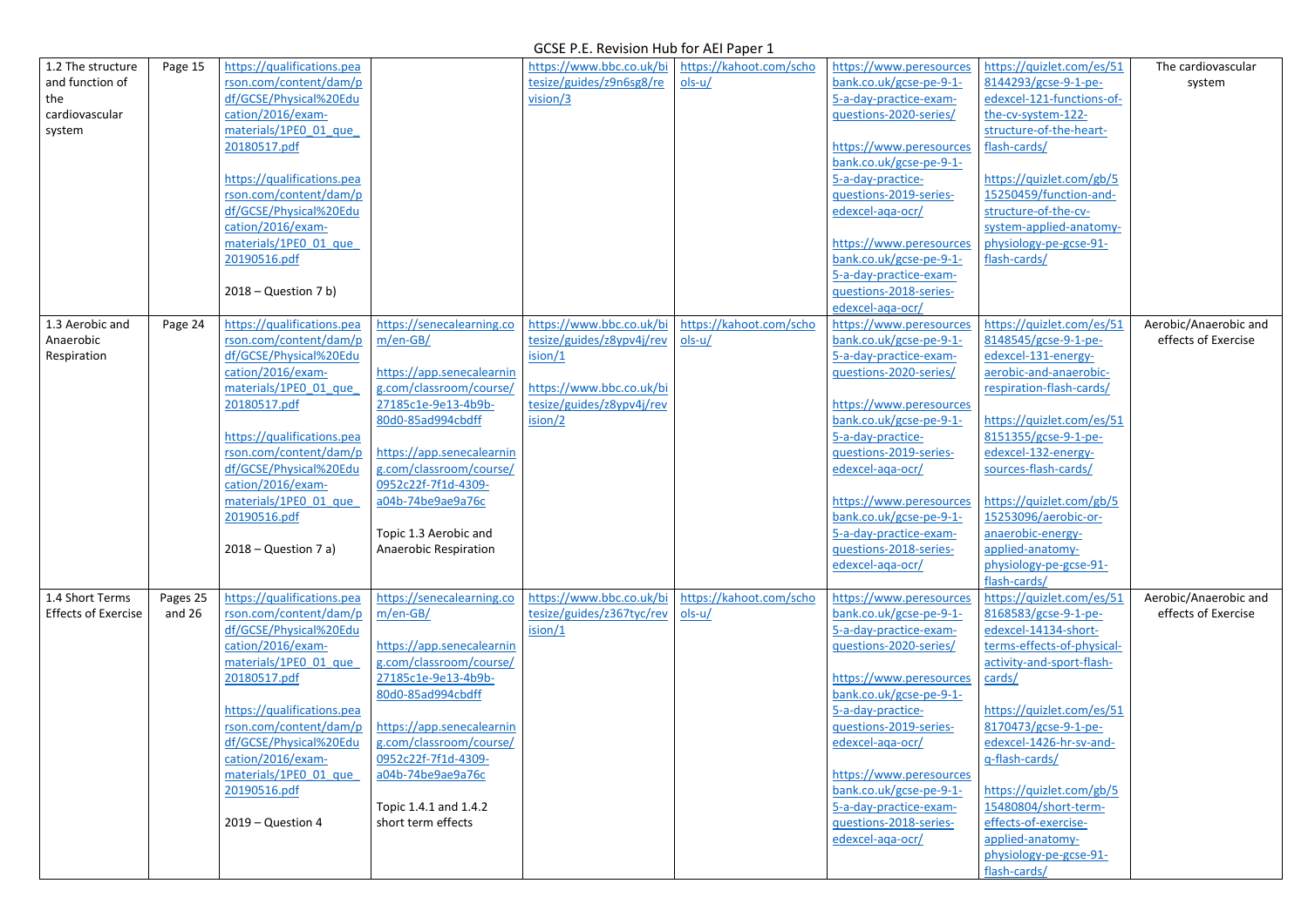GCSE P.E. Revision Hub for AEI Paper 1

| | | | | | | | | |
|---|---|---|---|---|---|---|---|---|
| 1.2 The structure and function of the cardiovascular system | Page 15 | https://qualifications.pearson.com/content/dam/pdf/GCSE/Physical%20Education/2016/exam-materials/1PE0_01_que_20180517.pdf<br><br>https://qualifications.pearson.com/content/dam/pdf/GCSE/Physical%20Education/2016/exam-materials/1PE0_01_que_20190516.pdf<br><br>2018 – Question 7 b) | | https://www.bbc.co.uk/bitesize/guides/z9n6sg8/revision/3 | https://kahoot.com/schools-u/ | https://www.peresourcesbank.co.uk/gcse-pe-9-1-5-a-day-practice-exam-questions-2020-series/<br><br>https://www.peresourcesbank.co.uk/gcse-pe-9-1-5-a-day-practice-questions-2019-series-edexcel-aqa-ocr/<br><br>https://www.peresourcesbank.co.uk/gcse-pe-9-1-5-a-day-practice-exam-questions-2018-series-edexcel-aqa-ocr/ | https://quizlet.com/es/518144293/gcse-9-1-pe-edexcel-121-functions-of-the-cv-system-122-structure-of-the-heart-flash-cards/<br><br>https://quizlet.com/gb/515250459/function-and-structure-of-the-cv-system-applied-anatomy-physiology-pe-gcse-91-flash-cards/ | The cardiovascular system |
| 1.3 Aerobic and Anaerobic Respiration | Page 24 | https://qualifications.pearson.com/content/dam/pdf/GCSE/Physical%20Education/2016/exam-materials/1PE0_01_que_20180517.pdf<br><br>https://qualifications.pearson.com/content/dam/pdf/GCSE/Physical%20Education/2016/exam-materials/1PE0_01_que_20190516.pdf<br><br>2018 – Question 7 a) | https://senecalearning.com/en-GB/<br><br>https://app.senecalearning.com/classroom/course/27185c1e-9e13-4b9b-80d0-85ad994cbdff<br><br>https://app.senecalearning.com/classroom/course/0952c22f-7f1d-4309-a04b-74be9ae9a76c<br><br>Topic 1.3 Aerobic and Anaerobic Respiration | https://www.bbc.co.uk/bitesize/guides/z8ypv4j/revision/1<br><br>https://www.bbc.co.uk/bitesize/guides/z8ypv4j/revision/2 | https://kahoot.com/schools-u/ | https://www.peresourcesbank.co.uk/gcse-pe-9-1-5-a-day-practice-exam-questions-2020-series/<br><br>https://www.peresourcesbank.co.uk/gcse-pe-9-1-5-a-day-practice-questions-2019-series-edexcel-aqa-ocr/<br><br>https://www.peresourcesbank.co.uk/gcse-pe-9-1-5-a-day-practice-exam-questions-2018-series-edexcel-aqa-ocr/ | https://quizlet.com/es/518148545/gcse-9-1-pe-edexcel-131-energy-aerobic-and-anaerobic-respiration-flash-cards/<br><br>https://quizlet.com/es/518151355/gcse-9-1-pe-edexcel-132-energy-sources-flash-cards/<br><br>https://quizlet.com/gb/515253096/aerobic-or-anaerobic-energy-applied-anatomy-physiology-pe-gcse-91-flash-cards/ | Aerobic/Anaerobic and effects of Exercise |
| 1.4 Short Terms Effects of Exercise | Pages 25 and 26 | https://qualifications.pearson.com/content/dam/pdf/GCSE/Physical%20Education/2016/exam-materials/1PE0_01_que_20180517.pdf<br><br>https://qualifications.pearson.com/content/dam/pdf/GCSE/Physical%20Education/2016/exam-materials/1PE0_01_que_20190516.pdf<br><br>2019 – Question 4 | https://senecalearning.com/en-GB/<br><br>https://app.senecalearning.com/classroom/course/27185c1e-9e13-4b9b-80d0-85ad994cbdff<br><br>https://app.senecalearning.com/classroom/course/0952c22f-7f1d-4309-a04b-74be9ae9a76c<br><br>Topic 1.4.1 and 1.4.2 short term effects | https://www.bbc.co.uk/bitesize/guides/z367tyc/revision/1 | https://kahoot.com/schools-u/ | https://www.peresourcesbank.co.uk/gcse-pe-9-1-5-a-day-practice-exam-questions-2020-series/<br><br>https://www.peresourcesbank.co.uk/gcse-pe-9-1-5-a-day-practice-questions-2019-series-edexcel-aqa-ocr/<br><br>https://www.peresourcesbank.co.uk/gcse-pe-9-1-5-a-day-practice-exam-questions-2018-series-edexcel-aqa-ocr/ | https://quizlet.com/es/518168583/gcse-9-1-pe-edexcel-14134-short-terms-effects-of-physical-activity-and-sport-flash-cards/<br><br>https://quizlet.com/es/518170473/gcse-9-1-pe-edexcel-1426-hr-sv-and-q-flash-cards/<br><br>https://quizlet.com/gb/515480804/short-term-effects-of-exercise-applied-anatomy-physiology-pe-gcse-91-flash-cards/ | Aerobic/Anaerobic and effects of Exercise |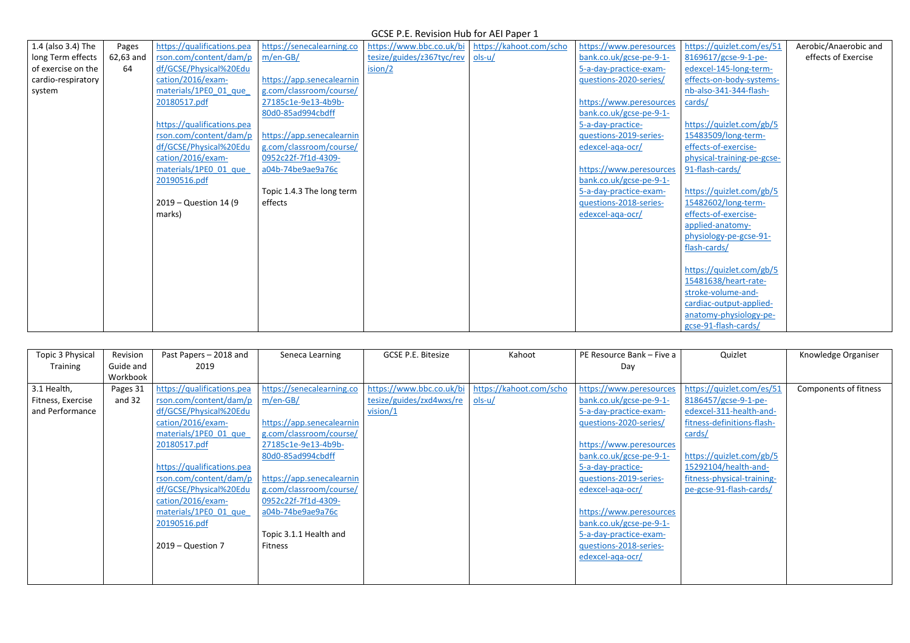# GCSE P.E. Revision Hub for AEI Paper 1

| 1.4 (also 3.4) The long Term effects of exercise on the cardio-respiratory system | Pages 62,63 and 64 | https://qualifications.pearson.com/content/dam/pdf/GCSE/Physical%20Education/2016/exam-materials/1PE0_01_que_20180517.pdf<br><br>https://qualifications.pearson.com/content/dam/pdf/GCSE/Physical%20Education/2016/exam-materials/1PE0_01_que_20190516.pdf<br><br>2019 – Question 14 (9 marks) | https://senecalearning.com/en-GB/<br><br>https://app.senecalearning.com/classroom/course/27185c1e-9e13-4b9b-80d0-85ad994cbdff<br><br>https://app.senecalearning.com/classroom/course/0952c22f-7f1d-4309-a04b-74be9ae9a76c<br><br>Topic 1.4.3 The long term effects | https://www.bbc.co.uk/bitesize/guides/z367tyc/revision/2 | https://kahoot.com/schools-u/ | https://www.peresourcesbank.co.uk/gcse-pe-9-1-5-a-day-practice-exam-questions-2020-series/<br><br>https://www.peresourcesbank.co.uk/gcse-pe-9-1-5-a-day-practice-questions-2019-series-edexcel-aqa-ocr/<br><br>https://www.peresourcesbank.co.uk/gcse-pe-9-1-5-a-day-practice-exam-questions-2018-series-edexcel-aqa-ocr/ | https://quizlet.com/es/518169617/gcse-9-1-pe-edexcel-145-long-term-effects-on-body-systems-nb-also-341-344-flash-cards/<br><br>https://quizlet.com/gb/515483509/long-term-effects-of-exercise-physical-training-pe-gcse-91-flash-cards/<br><br>https://quizlet.com/gb/515482602/long-term-effects-of-exercise-applied-anatomy-physiology-pe-gcse-91-flash-cards/<br><br>https://quizlet.com/gb/515481638/heart-rate-stroke-volume-and-cardiac-output-applied-anatomy-physiology-pe-gcse-91-flash-cards/ | Aerobic/Anaerobic and effects of Exercise |
|---|---|---|---|---|---|---|---|---|

| Topic 3 Physical Training | Revision Guide and Workbook | Past Papers – 2018 and 2019 | Seneca Learning | GCSE P.E. Bitesize | Kahoot | PE Resource Bank – Five a Day | Quizlet | Knowledge Organiser |
|---|---|---|---|---|---|---|---|---|
| 3.1 Health, Fitness, Exercise and Performance | Pages 31 and 32 | https://qualifications.pearson.com/content/dam/pdf/GCSE/Physical%20Education/2016/exam-materials/1PE0_01_que_20180517.pdf<br><br>https://qualifications.pearson.com/content/dam/pdf/GCSE/Physical%20Education/2016/exam-materials/1PE0_01_que_20190516.pdf<br><br>2019 – Question 7 | https://senecalearning.com/en-GB/<br><br>https://app.senecalearning.com/classroom/course/27185c1e-9e13-4b9b-80d0-85ad994cbdff<br><br>https://app.senecalearning.com/classroom/course/0952c22f-7f1d-4309-a04b-74be9ae9a76c<br><br>Topic 3.1.1 Health and Fitness | https://www.bbc.co.uk/bitesize/guides/zxd4wxs/revision/1 | https://kahoot.com/schools-u/ | https://www.peresourcesbank.co.uk/gcse-pe-9-1-5-a-day-practice-exam-questions-2020-series/<br><br>https://www.peresourcesbank.co.uk/gcse-pe-9-1-5-a-day-practice-questions-2019-series-edexcel-aqa-ocr/<br><br>https://www.peresourcesbank.co.uk/gcse-pe-9-1-5-a-day-practice-exam-questions-2018-series-edexcel-aqa-ocr/ | https://quizlet.com/es/518186457/gcse-9-1-pe-edexcel-311-health-and-fitness-definitions-flash-cards/<br><br>https://quizlet.com/gb/515292104/health-and-fitness-physical-training-pe-gcse-91-flash-cards/ | Components of fitness |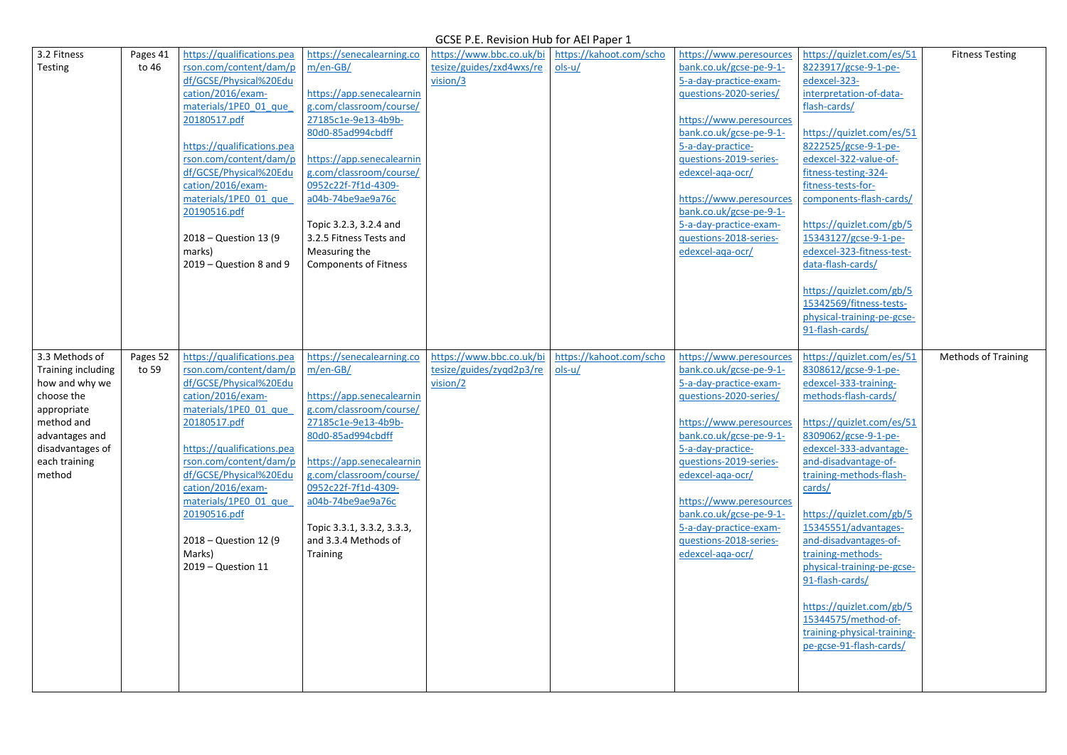# GCSE P.E. Revision Hub for AEI Paper 1

| | | | | | | | | |
|---|---|---|---|---|---|---|---|---|
| 3.2 Fitness Testing | Pages 41 to 46 | https://qualifications.pearson.com/content/dam/pdf/GCSE/Physical%20Education/2016/exam-materials/1PE0_01_que_20180517.pdf<br><br>https://qualifications.pearson.com/content/dam/pdf/GCSE/Physical%20Education/2016/exam-materials/1PE0_01_que_20190516.pdf<br><br>2018 – Question 13 (9 marks)<br>2019 – Question 8 and 9 | https://senecalearning.com/en-GB/<br><br>https://app.senecalearning.com/classroom/course/27185c1e-9e13-4b9b-80d0-85ad994cbdff<br><br>https://app.senecalearning.com/classroom/course/0952c22f-7f1d-4309-a04b-74be9ae9a76c<br><br>Topic 3.2.3, 3.2.4 and 3.2.5 Fitness Tests and Measuring the Components of Fitness | https://www.bbc.co.uk/bitesize/guides/zxd4wxs/revision/3 | https://kahoot.com/schools-u/ | https://www.peresourcesbank.co.uk/gcse-pe-9-1-5-a-day-practice-exam-questions-2020-series/<br><br>https://www.peresourcesbank.co.uk/gcse-pe-9-1-5-a-day-practice-questions-2019-series-edexcel-aqa-ocr/<br><br>https://www.peresourcesbank.co.uk/gcse-pe-9-1-5-a-day-practice-exam-questions-2018-series-edexcel-aqa-ocr/ | https://quizlet.com/es/518223917/gcse-9-1-pe-edexcel-323-interpretation-of-data-flash-cards/<br><br>https://quizlet.com/es/518222525/gcse-9-1-pe-edexcel-322-value-of-fitness-testing-324-fitness-tests-for-components-flash-cards/<br><br>https://quizlet.com/gb/515343127/gcse-9-1-pe-edexcel-323-fitness-test-data-flash-cards/<br><br>https://quizlet.com/gb/515342569/fitness-tests-physical-training-pe-gcse-91-flash-cards/ | Fitness Testing |
| 3.3 Methods of Training including how and why we choose the appropriate method and advantages and disadvantages of each training method | Pages 52 to 59 | https://qualifications.pearson.com/content/dam/pdf/GCSE/Physical%20Education/2016/exam-materials/1PE0_01_que_20180517.pdf<br><br>https://qualifications.pearson.com/content/dam/pdf/GCSE/Physical%20Education/2016/exam-materials/1PE0_01_que_20190516.pdf<br><br>2018 – Question 12 (9 Marks)<br>2019 – Question 11 | https://senecalearning.com/en-GB/<br><br>https://app.senecalearning.com/classroom/course/27185c1e-9e13-4b9b-80d0-85ad994cbdff<br><br>https://app.senecalearning.com/classroom/course/0952c22f-7f1d-4309-a04b-74be9ae9a76c<br><br>Topic 3.3.1, 3.3.2, 3.3.3, and 3.3.4 Methods of Training | https://www.bbc.co.uk/bitesize/guides/zyqd2p3/revision/2 | https://kahoot.com/schools-u/ | https://www.peresourcesbank.co.uk/gcse-pe-9-1-5-a-day-practice-exam-questions-2020-series/<br><br>https://www.peresourcesbank.co.uk/gcse-pe-9-1-5-a-day-practice-questions-2019-series-edexcel-aqa-ocr/<br><br>https://www.peresourcesbank.co.uk/gcse-pe-9-1-5-a-day-practice-exam-questions-2018-series-edexcel-aqa-ocr/ | https://quizlet.com/es/518308612/gcse-9-1-pe-edexcel-333-training-methods-flash-cards/<br><br>https://quizlet.com/es/518309062/gcse-9-1-pe-edexcel-333-advantage-and-disadvantage-of-training-methods-flash-cards/<br><br>https://quizlet.com/gb/515345551/advantages-and-disadvantages-of-training-methods-physical-training-pe-gcse-91-flash-cards/<br><br>https://quizlet.com/gb/515344575/method-of-training-physical-training-pe-gcse-91-flash-cards/ | Methods of Training |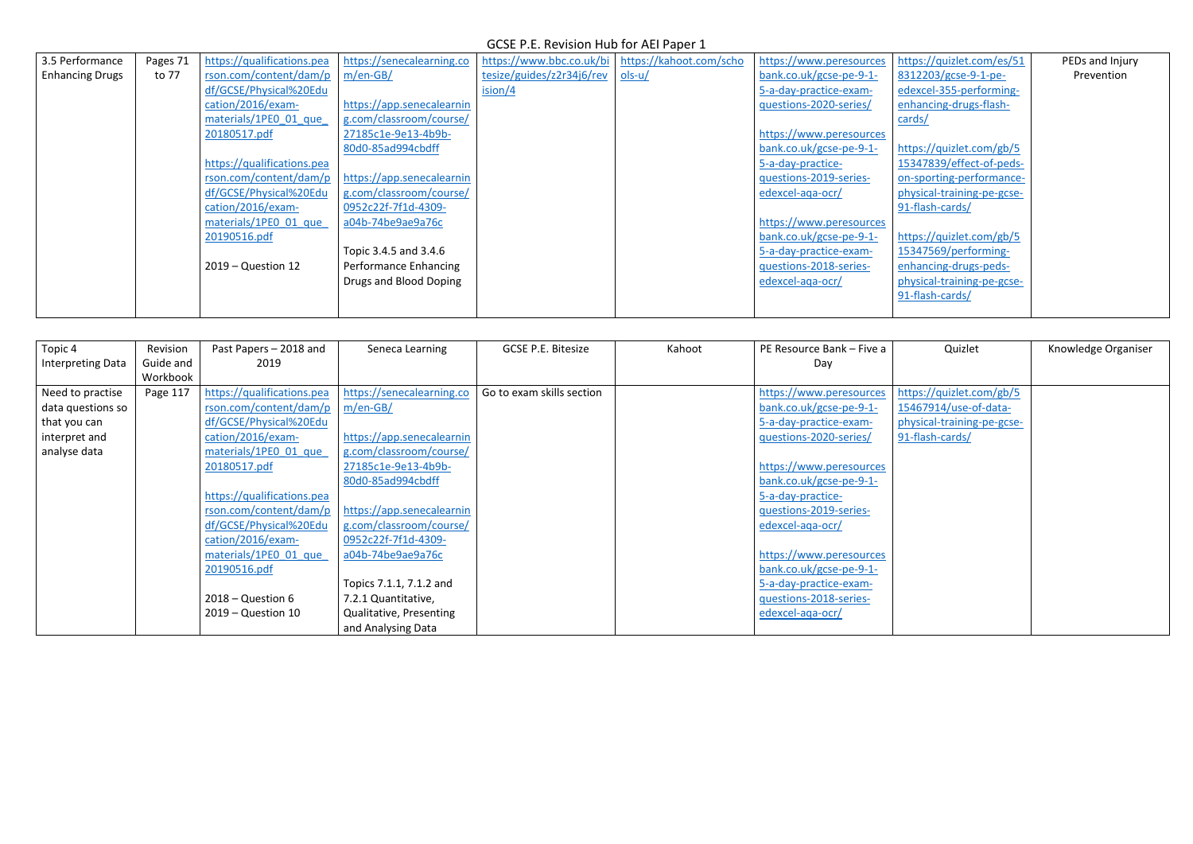# GCSE P.E. Revision Hub for AEI Paper 1

| | | | | | | | | |
|---|---|---|---|---|---|---|---|---|
| 3.5 Performance Enhancing Drugs | Pages 71 to 77 | https://qualifications.pearson.com/content/dam/pdf/GCSE/Physical%20Education/2016/exam-materials/1PE0_01_que_20180517.pdf<br><br>https://qualifications.pearson.com/content/dam/pdf/GCSE/Physical%20Education/2016/exam-materials/1PE0_01_que_20190516.pdf<br><br>2019 – Question 12 | https://senecalearning.com/en-GB/<br><br>https://app.senecalearning.com/classroom/course/27185c1e-9e13-4b9b-80d0-85ad994cbdff<br><br>https://app.senecalearning.com/classroom/course/0952c22f-7f1d-4309-a04b-74be9ae9a76c<br><br>Topic 3.4.5 and 3.4.6 Performance Enhancing Drugs and Blood Doping | https://www.bbc.co.uk/bitesize/guides/z2r34j6/revision/4 | https://kahoot.com/schools-u/ | https://www.peresourcesbank.co.uk/gcse-pe-9-1-5-a-day-practice-exam-questions-2020-series/<br><br>https://www.peresourcesbank.co.uk/gcse-pe-9-1-5-a-day-practice-questions-2019-series-edexcel-aqa-ocr/<br><br>https://www.peresourcesbank.co.uk/gcse-pe-9-1-5-a-day-practice-exam-questions-2018-series-edexcel-aqa-ocr/ | https://quizlet.com/es/518312203/gcse-9-1-pe-edexcel-355-performing-enhancing-drugs-flash-cards/<br><br>https://quizlet.com/gb/515347839/effect-of-peds-on-sporting-performance-physical-training-pe-gcse-91-flash-cards/<br><br>https://quizlet.com/gb/515347569/performing-enhancing-drugs-peds-physical-training-pe-gcse-91-flash-cards/ | PEDs and Injury Prevention |

| Topic 4 Interpreting Data | Revision Guide and Workbook | Past Papers – 2018 and 2019 | Seneca Learning | GCSE P.E. Bitesize | Kahoot | PE Resource Bank – Five a Day | Quizlet | Knowledge Organiser |
|---|---|---|---|---|---|---|---|---|
| Need to practise data questions so that you can interpret and analyse data | Page 117 | https://qualifications.pearson.com/content/dam/pdf/GCSE/Physical%20Education/2016/exam-materials/1PE0_01_que_20180517.pdf<br><br>https://qualifications.pearson.com/content/dam/pdf/GCSE/Physical%20Education/2016/exam-materials/1PE0_01_que_20190516.pdf<br><br>2018 – Question 6<br>2019 – Question 10 | https://senecalearning.com/en-GB/<br><br>https://app.senecalearning.com/classroom/course/27185c1e-9e13-4b9b-80d0-85ad994cbdff<br><br>https://app.senecalearning.com/classroom/course/0952c22f-7f1d-4309-a04b-74be9ae9a76c<br><br>Topics 7.1.1, 7.1.2 and 7.2.1 Quantitative, Qualitative, Presenting and Analysing Data | Go to exam skills section | | https://www.peresourcesbank.co.uk/gcse-pe-9-1-5-a-day-practice-exam-questions-2020-series/<br><br>https://www.peresourcesbank.co.uk/gcse-pe-9-1-5-a-day-practice-questions-2019-series-edexcel-aqa-ocr/<br><br>https://www.peresourcesbank.co.uk/gcse-pe-9-1-5-a-day-practice-exam-questions-2018-series-edexcel-aqa-ocr/ | https://quizlet.com/gb/515467914/use-of-data-physical-training-pe-gcse-91-flash-cards/ | |